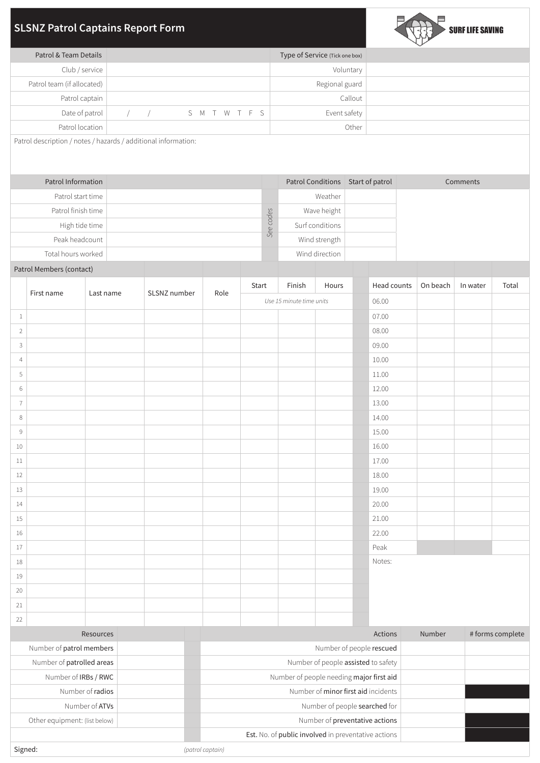# SLSNZ Patrol Captains Report Form

SURF LIFE SAVING

| Patrol & Team Details | | Type of Service (Tick one box) | |
|---|---|---|---|
| Club / service | | Voluntary | |
| Patrol team (if allocated) | | Regional guard | |
| Patrol captain | | Callout | |
| Date of patrol | / / S M T W T F S | Event safety | |
| Patrol location | | Other | |

Patrol description / notes / hazards / additional information:

| Patrol Information | | | Patrol Conditions | Start of patrol | Comments |
|---|---|---|---|---|---|
| Patrol start time | | *See codes* | Weather | | |
| Patrol finish time | | | Wave height | | |
| High tide time | | | Surf conditions | | |
| Peak headcount | | | Wind strength | | |
| Total hours worked | | | Wind direction | | |

**Patrol Members (contact)**

| | First name | Last name | SLSNZ number | Role | Start | Finish | Hours |
|---|---|---|---|---|---|---|---|
| | | | | | *Use 15 minute time units* | | |
| 1 | | | | | | | |
| 2 | | | | | | | |
| 3 | | | | | | | |
| 4 | | | | | | | |
| 5 | | | | | | | |
| 6 | | | | | | | |
| 7 | | | | | | | |
| 8 | | | | | | | |
| 9 | | | | | | | |
| 10 | | | | | | | |
| 11 | | | | | | | |
| 12 | | | | | | | |
| 13 | | | | | | | |
| 14 | | | | | | | |
| 15 | | | | | | | |
| 16 | | | | | | | |
| 17 | | | | | | | |
| 18 | | | | | | | |
| 19 | | | | | | | |
| 20 | | | | | | | |
| 21 | | | | | | | |
| 22 | | | | | | | |

| Head counts | On beach | In water | Total |
|---|---|---|---|
| 06.00 | | | |
| 07.00 | | | |
| 08.00 | | | |
| 09.00 | | | |
| 10.00 | | | |
| 11.00 | | | |
| 12.00 | | | |
| 13.00 | | | |
| 14.00 | | | |
| 15.00 | | | |
| 16.00 | | | |
| 17.00 | | | |
| 18.00 | | | |
| 19.00 | | | |
| 20.00 | | | |
| 21.00 | | | |
| 22.00 | | | |
| Peak | | | |

Notes:

| Resources | |
|---|---|
| Number of **patrol members** | |
| Number of **patrolled areas** | |
| Number of **IRBs / RWC** | |
| Number of **radios** | |
| Number of **ATVs** | |
| Other equipment: (list below) | |

| Actions | Number | # forms complete |
|---|---|---|
| Number of people **rescued** | | |
| Number of people **assisted** to safety | | |
| Number of people needing **major first aid** | | |
| Number of **minor first aid** incidents | | |
| Number of people **searched** for | | |
| Number of **preventative actions** | | |
| **Est.** No. of **public involved** in preventative actions | | |

Signed: *(patrol captain)*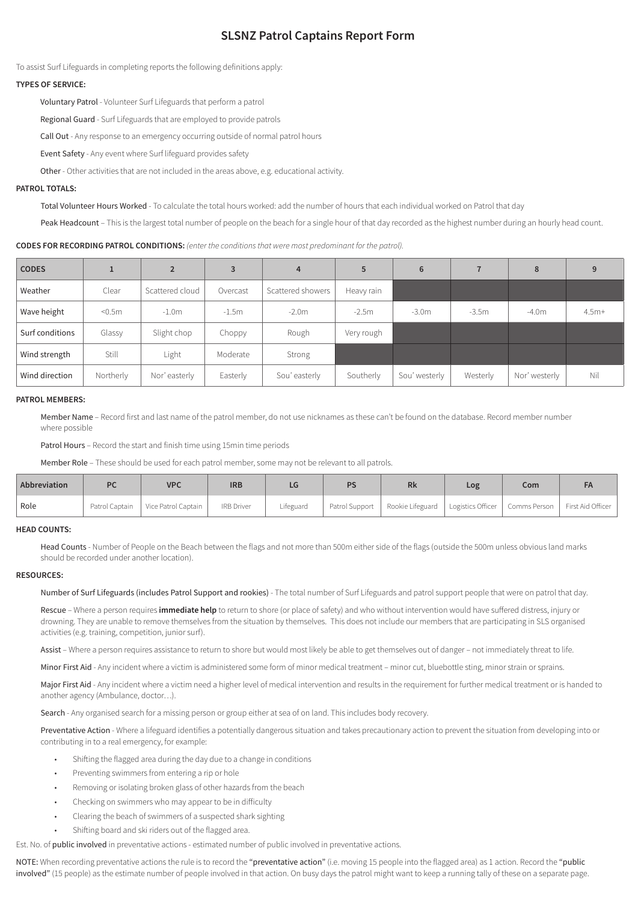# SLSNZ Patrol Captains Report Form

To assist Surf Lifeguards in completing reports the following definitions apply:

**TYPES OF SERVICE:**

Voluntary Patrol - Volunteer Surf Lifeguards that perform a patrol

Regional Guard - Surf Lifeguards that are employed to provide patrols

Call Out - Any response to an emergency occurring outside of normal patrol hours

Event Safety - Any event where Surf lifeguard provides safety

Other - Other activities that are not included in the areas above, e.g. educational activity.

**PATROL TOTALS:**

Total Volunteer Hours Worked - To calculate the total hours worked: add the number of hours that each individual worked on Patrol that day

Peak Headcount – This is the largest total number of people on the beach for a single hour of that day recorded as the highest number during an hourly head count.

**CODES FOR RECORDING PATROL CONDITIONS:** *(enter the conditions that were most predominant for the patrol).*

| CODES | 1 | 2 | 3 | 4 | 5 | 6 | 7 | 8 | 9 |
|---|---|---|---|---|---|---|---|---|---|
| Weather | Clear | Scattered cloud | Overcast | Scattered showers | Heavy rain | | | | |
| Wave height | <0.5m | -1.0m | -1.5m | -2.0m | -2.5m | -3.0m | -3.5m | -4.0m | 4.5m+ |
| Surf conditions | Glassy | Slight chop | Choppy | Rough | Very rough | | | | |
| Wind strength | Still | Light | Moderate | Strong | | | | | |
| Wind direction | Northerly | Nor' easterly | Easterly | Sou' easterly | Southerly | Sou' westerly | Westerly | Nor' westerly | Nil |

**PATROL MEMBERS:**

Member Name – Record first and last name of the patrol member, do not use nicknames as these can't be found on the database. Record member number where possible

Patrol Hours – Record the start and finish time using 15min time periods

Member Role – These should be used for each patrol member, some may not be relevant to all patrols.

| Abbreviation | PC | VPC | IRB | LG | PS | Rk | Log | Com | FA |
|---|---|---|---|---|---|---|---|---|---|
| Role | Patrol Captain | Vice Patrol Captain | IRB Driver | Lifeguard | Patrol Support | Rookie Lifeguard | Logistics Officer | Comms Person | First Aid Officer |

**HEAD COUNTS:**

Head Counts - Number of People on the Beach between the flags and not more than 500m either side of the flags (outside the 500m unless obvious land marks should be recorded under another location).

**RESOURCES:**

Number of Surf Lifeguards (includes Patrol Support and rookies) - The total number of Surf Lifeguards and patrol support people that were on patrol that day.

Rescue – Where a person requires **immediate help** to return to shore (or place of safety) and who without intervention would have suffered distress, injury or drowning. They are unable to remove themselves from the situation by themselves. This does not include our members that are participating in SLS organised activities (e.g. training, competition, junior surf).

Assist – Where a person requires assistance to return to shore but would most likely be able to get themselves out of danger – not immediately threat to life.

Minor First Aid - Any incident where a victim is administered some form of minor medical treatment – minor cut, bluebottle sting, minor strain or sprains.

Major First Aid - Any incident where a victim need a higher level of medical intervention and results in the requirement for further medical treatment or is handed to another agency (Ambulance, doctor…).

Search - Any organised search for a missing person or group either at sea of on land. This includes body recovery.

Preventative Action - Where a lifeguard identifies a potentially dangerous situation and takes precautionary action to prevent the situation from developing into or contributing in to a real emergency, for example:

- Shifting the flagged area during the day due to a change in conditions
- Preventing swimmers from entering a rip or hole
- Removing or isolating broken glass of other hazards from the beach
- Checking on swimmers who may appear to be in difficulty
- Clearing the beach of swimmers of a suspected shark sighting
- Shifting board and ski riders out of the flagged area.

Est. No. of public involved in preventative actions - estimated number of public involved in preventative actions.

NOTE: When recording preventative actions the rule is to record the "preventative action" (i.e. moving 15 people into the flagged area) as 1 action. Record the "public involved" (15 people) as the estimate number of people involved in that action. On busy days the patrol might want to keep a running tally of these on a separate page.